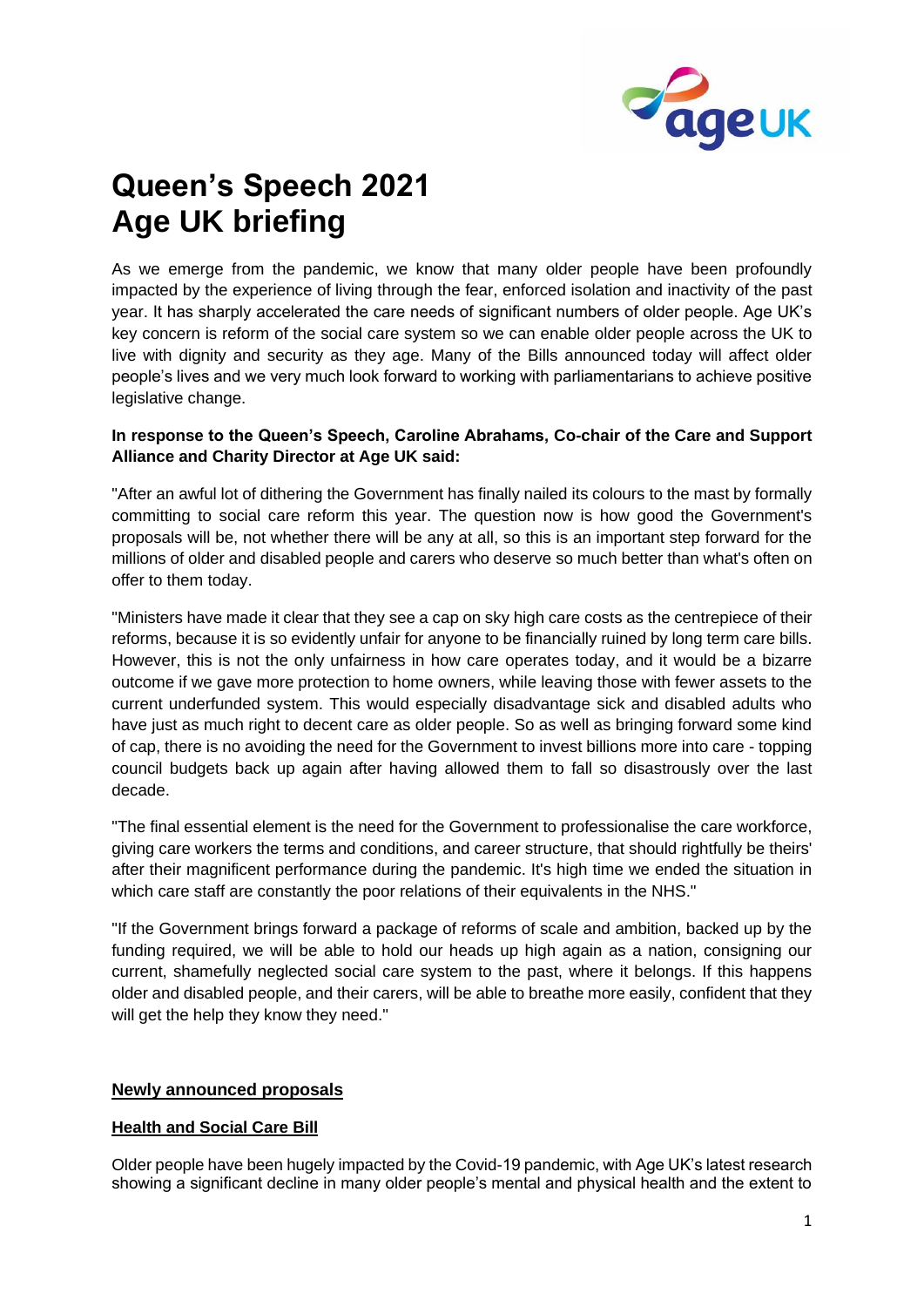# Queen's Speech 2021
# Age UK briefing

As we emerge from the pandemic, we know that many older people have been profoundly impacted by the experience of living through the fear, enforced isolation and inactivity of the past year. It has sharply accelerated the care needs of significant numbers of older people. Age UK's key concern is reform of the social care system so we can enable older people across the UK to live with dignity and security as they age. Many of the Bills announced today will affect older people's lives and we very much look forward to working with parliamentarians to achieve positive legislative change.

**In response to the Queen's Speech, Caroline Abrahams, Co-chair of the Care and Support Alliance and Charity Director at Age UK said:**

"After an awful lot of dithering the Government has finally nailed its colours to the mast by formally committing to social care reform this year. The question now is how good the Government's proposals will be, not whether there will be any at all, so this is an important step forward for the millions of older and disabled people and carers who deserve so much better than what's often on offer to them today.

"Ministers have made it clear that they see a cap on sky high care costs as the centrepiece of their reforms, because it is so evidently unfair for anyone to be financially ruined by long term care bills. However, this is not the only unfairness in how care operates today, and it would be a bizarre outcome if we gave more protection to home owners, while leaving those with fewer assets to the current underfunded system. This would especially disadvantage sick and disabled adults who have just as much right to decent care as older people. So as well as bringing forward some kind of cap, there is no avoiding the need for the Government to invest billions more into care - topping council budgets back up again after having allowed them to fall so disastrously over the last decade.

"The final essential element is the need for the Government to professionalise the care workforce, giving care workers the terms and conditions, and career structure, that should rightfully be theirs' after their magnificent performance during the pandemic. It's high time we ended the situation in which care staff are constantly the poor relations of their equivalents in the NHS."

"If the Government brings forward a package of reforms of scale and ambition, backed up by the funding required, we will be able to hold our heads up high again as a nation, consigning our current, shamefully neglected social care system to the past, where it belongs. If this happens older and disabled people, and their carers, will be able to breathe more easily, confident that they will get the help they know they need."

## Newly announced proposals

### Health and Social Care Bill

Older people have been hugely impacted by the Covid-19 pandemic, with Age UK's latest research showing a significant decline in many older people's mental and physical health and the extent to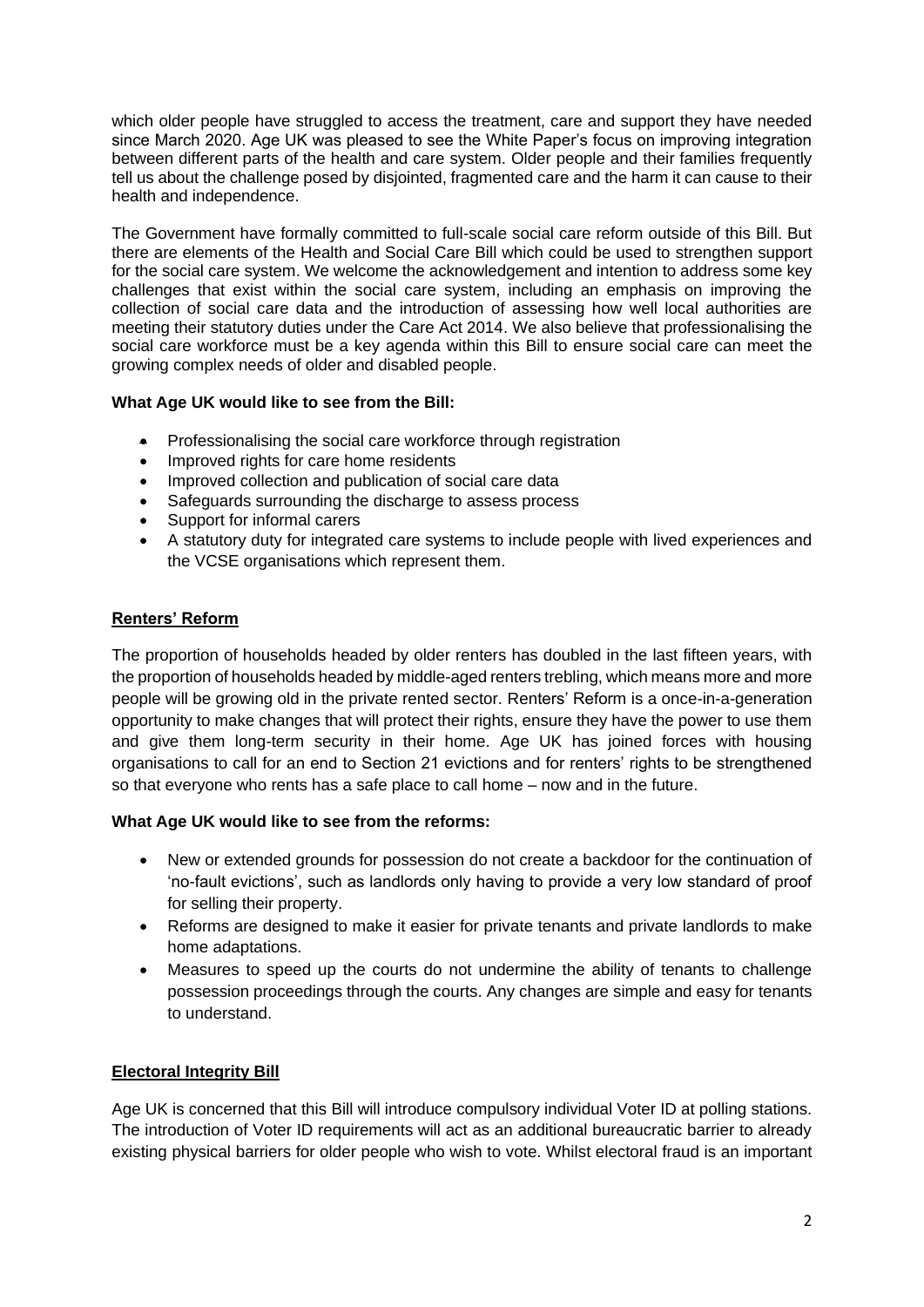which older people have struggled to access the treatment, care and support they have needed since March 2020. Age UK was pleased to see the White Paper's focus on improving integration between different parts of the health and care system. Older people and their families frequently tell us about the challenge posed by disjointed, fragmented care and the harm it can cause to their health and independence.

The Government have formally committed to full-scale social care reform outside of this Bill. But there are elements of the Health and Social Care Bill which could be used to strengthen support for the social care system. We welcome the acknowledgement and intention to address some key challenges that exist within the social care system, including an emphasis on improving the collection of social care data and the introduction of assessing how well local authorities are meeting their statutory duties under the Care Act 2014. We also believe that professionalising the social care workforce must be a key agenda within this Bill to ensure social care can meet the growing complex needs of older and disabled people.

**What Age UK would like to see from the Bill:**

- Professionalising the social care workforce through registration
- Improved rights for care home residents
- Improved collection and publication of social care data
- Safeguards surrounding the discharge to assess process
- Support for informal carers
- A statutory duty for integrated care systems to include people with lived experiences and the VCSE organisations which represent them.

## Renters' Reform

The proportion of households headed by older renters has doubled in the last fifteen years, with the proportion of households headed by middle-aged renters trebling, which means more and more people will be growing old in the private rented sector. Renters' Reform is a once-in-a-generation opportunity to make changes that will protect their rights, ensure they have the power to use them and give them long-term security in their home. Age UK has joined forces with housing organisations to call for an end to Section 21 evictions and for renters' rights to be strengthened so that everyone who rents has a safe place to call home – now and in the future.

**What Age UK would like to see from the reforms:**

- New or extended grounds for possession do not create a backdoor for the continuation of 'no-fault evictions', such as landlords only having to provide a very low standard of proof for selling their property.
- Reforms are designed to make it easier for private tenants and private landlords to make home adaptations.
- Measures to speed up the courts do not undermine the ability of tenants to challenge possession proceedings through the courts. Any changes are simple and easy for tenants to understand.

## Electoral Integrity Bill

Age UK is concerned that this Bill will introduce compulsory individual Voter ID at polling stations. The introduction of Voter ID requirements will act as an additional bureaucratic barrier to already existing physical barriers for older people who wish to vote. Whilst electoral fraud is an important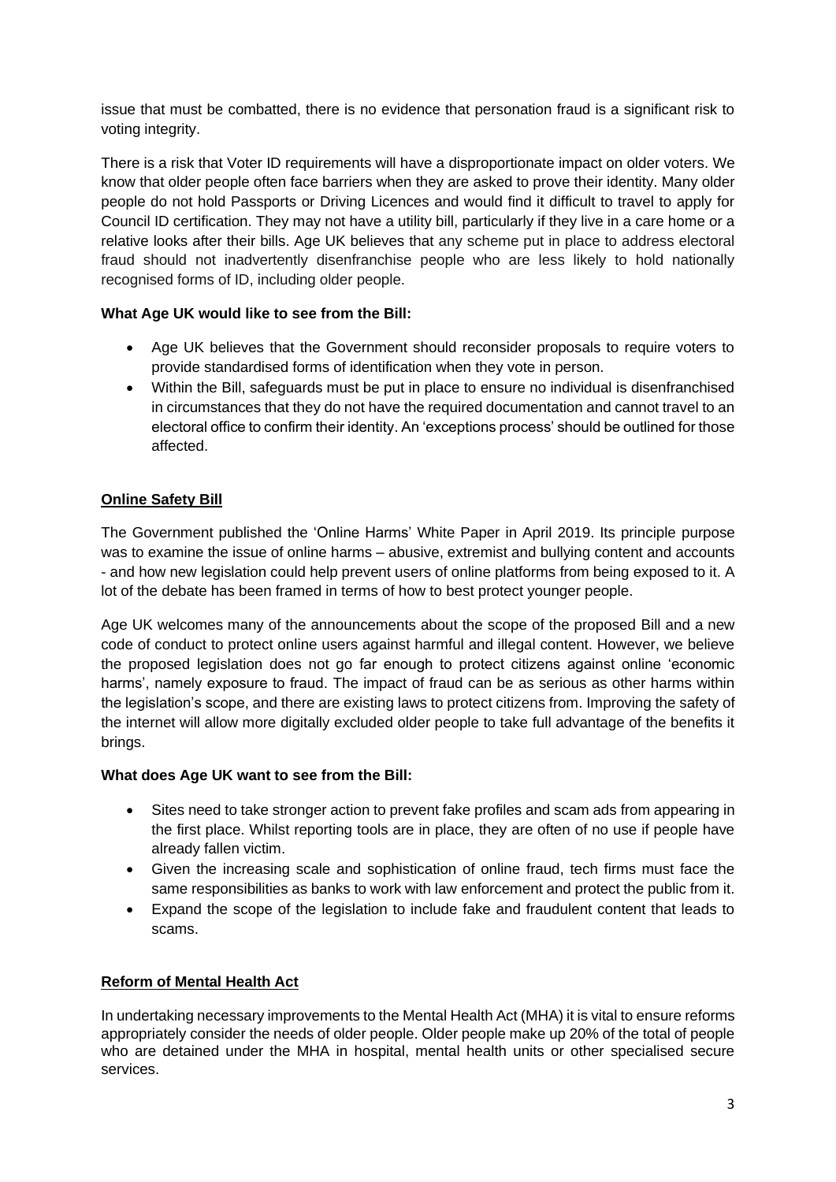issue that must be combatted, there is no evidence that personation fraud is a significant risk to voting integrity.

There is a risk that Voter ID requirements will have a disproportionate impact on older voters. We know that older people often face barriers when they are asked to prove their identity. Many older people do not hold Passports or Driving Licences and would find it difficult to travel to apply for Council ID certification. They may not have a utility bill, particularly if they live in a care home or a relative looks after their bills. Age UK believes that any scheme put in place to address electoral fraud should not inadvertently disenfranchise people who are less likely to hold nationally recognised forms of ID, including older people.

**What Age UK would like to see from the Bill:**

- Age UK believes that the Government should reconsider proposals to require voters to provide standardised forms of identification when they vote in person.
- Within the Bill, safeguards must be put in place to ensure no individual is disenfranchised in circumstances that they do not have the required documentation and cannot travel to an electoral office to confirm their identity. An 'exceptions process' should be outlined for those affected.

## Online Safety Bill

The Government published the 'Online Harms' White Paper in April 2019. Its principle purpose was to examine the issue of online harms – abusive, extremist and bullying content and accounts - and how new legislation could help prevent users of online platforms from being exposed to it. A lot of the debate has been framed in terms of how to best protect younger people.

Age UK welcomes many of the announcements about the scope of the proposed Bill and a new code of conduct to protect online users against harmful and illegal content. However, we believe the proposed legislation does not go far enough to protect citizens against online 'economic harms', namely exposure to fraud. The impact of fraud can be as serious as other harms within the legislation's scope, and there are existing laws to protect citizens from. Improving the safety of the internet will allow more digitally excluded older people to take full advantage of the benefits it brings.

**What does Age UK want to see from the Bill:**

- Sites need to take stronger action to prevent fake profiles and scam ads from appearing in the first place. Whilst reporting tools are in place, they are often of no use if people have already fallen victim.
- Given the increasing scale and sophistication of online fraud, tech firms must face the same responsibilities as banks to work with law enforcement and protect the public from it.
- Expand the scope of the legislation to include fake and fraudulent content that leads to scams.

## Reform of Mental Health Act

In undertaking necessary improvements to the Mental Health Act (MHA) it is vital to ensure reforms appropriately consider the needs of older people. Older people make up 20% of the total of people who are detained under the MHA in hospital, mental health units or other specialised secure services.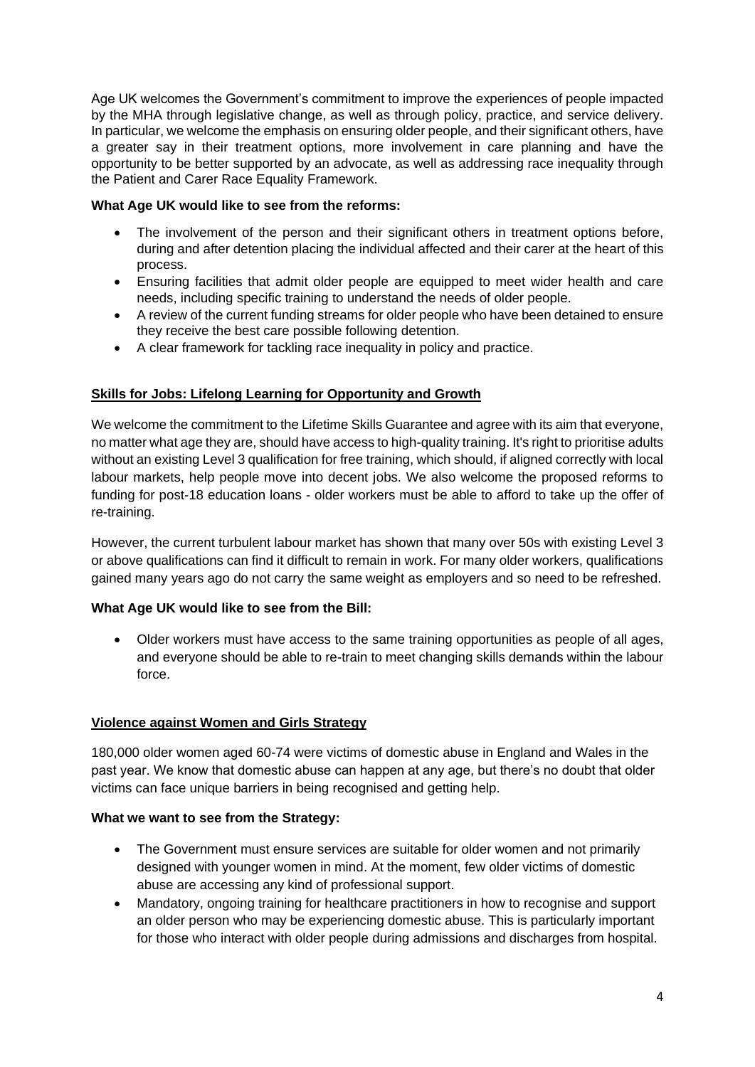Age UK welcomes the Government's commitment to improve the experiences of people impacted by the MHA through legislative change, as well as through policy, practice, and service delivery. In particular, we welcome the emphasis on ensuring older people, and their significant others, have a greater say in their treatment options, more involvement in care planning and have the opportunity to be better supported by an advocate, as well as addressing race inequality through the Patient and Carer Race Equality Framework.

**What Age UK would like to see from the reforms:**

- The involvement of the person and their significant others in treatment options before, during and after detention placing the individual affected and their carer at the heart of this process.
- Ensuring facilities that admit older people are equipped to meet wider health and care needs, including specific training to understand the needs of older people.
- A review of the current funding streams for older people who have been detained to ensure they receive the best care possible following detention.
- A clear framework for tackling race inequality in policy and practice.

## <u>Skills for Jobs: Lifelong Learning for Opportunity and Growth</u>

We welcome the commitment to the Lifetime Skills Guarantee and agree with its aim that everyone, no matter what age they are, should have access to high-quality training. It's right to prioritise adults without an existing Level 3 qualification for free training, which should, if aligned correctly with local labour markets, help people move into decent jobs. We also welcome the proposed reforms to funding for post-18 education loans - older workers must be able to afford to take up the offer of re-training.

However, the current turbulent labour market has shown that many over 50s with existing Level 3 or above qualifications can find it difficult to remain in work. For many older workers, qualifications gained many years ago do not carry the same weight as employers and so need to be refreshed.

**What Age UK would like to see from the Bill:**

- Older workers must have access to the same training opportunities as people of all ages, and everyone should be able to re-train to meet changing skills demands within the labour force.

## <u>Violence against Women and Girls Strategy</u>

180,000 older women aged 60-74 were victims of domestic abuse in England and Wales in the past year. We know that domestic abuse can happen at any age, but there's no doubt that older victims can face unique barriers in being recognised and getting help.

**What we want to see from the Strategy:**

- The Government must ensure services are suitable for older women and not primarily designed with younger women in mind. At the moment, few older victims of domestic abuse are accessing any kind of professional support.
- Mandatory, ongoing training for healthcare practitioners in how to recognise and support an older person who may be experiencing domestic abuse. This is particularly important for those who interact with older people during admissions and discharges from hospital.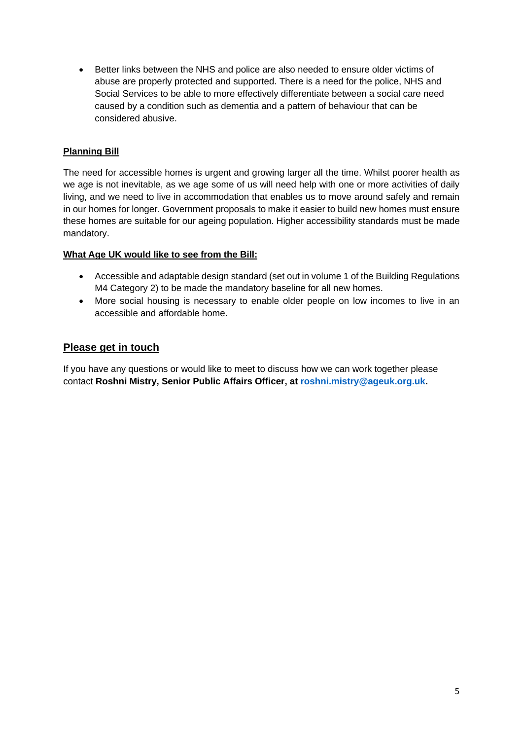- Better links between the NHS and police are also needed to ensure older victims of abuse are properly protected and supported. There is a need for the police, NHS and Social Services to be able to more effectively differentiate between a social care need caused by a condition such as dementia and a pattern of behaviour that can be considered abusive.

**Planning Bill**

The need for accessible homes is urgent and growing larger all the time. Whilst poorer health as we age is not inevitable, as we age some of us will need help with one or more activities of daily living, and we need to live in accommodation that enables us to move around safely and remain in our homes for longer. Government proposals to make it easier to build new homes must ensure these homes are suitable for our ageing population. Higher accessibility standards must be made mandatory.

**What Age UK would like to see from the Bill:**

- Accessible and adaptable design standard (set out in volume 1 of the Building Regulations M4 Category 2) to be made the mandatory baseline for all new homes.
- More social housing is necessary to enable older people on low incomes to live in an accessible and affordable home.

## Please get in touch

If you have any questions or would like to meet to discuss how we can work together please contact **Roshni Mistry, Senior Public Affairs Officer, at roshni.mistry@ageuk.org.uk.**